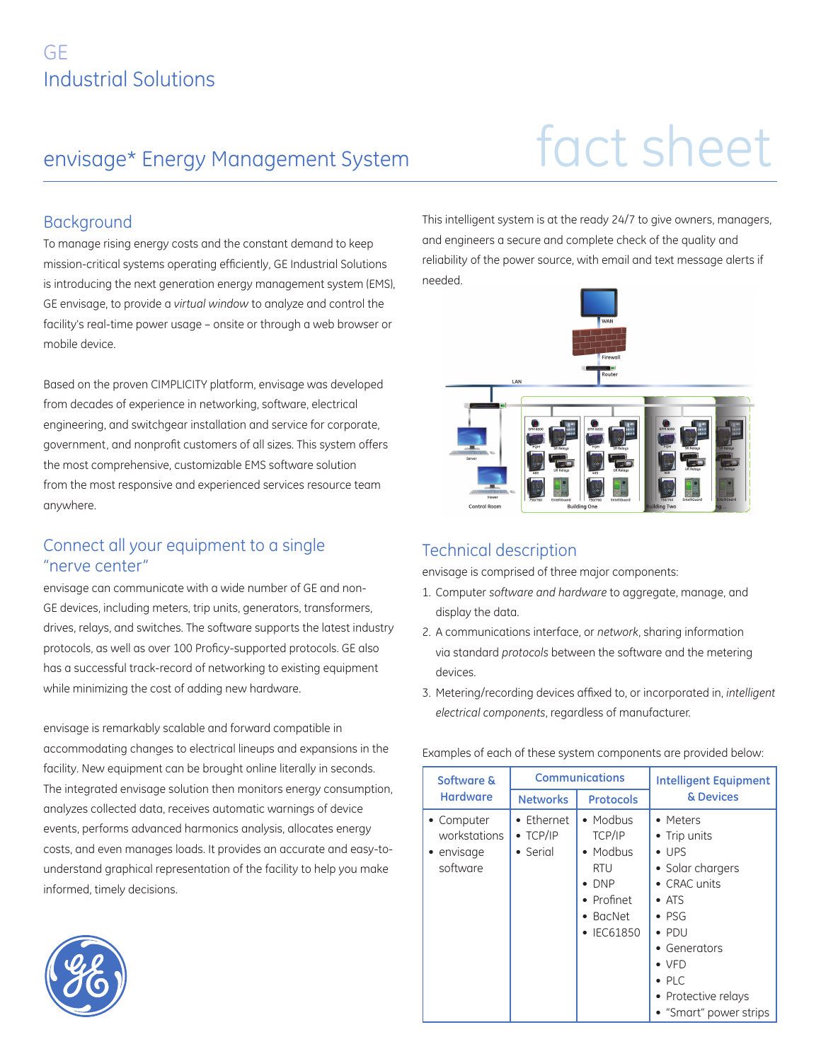GE
Industrial Solutions

# envisage* Energy Management System

fact sheet

## Background

To manage rising energy costs and the constant demand to keep mission-critical systems operating efficiently, GE Industrial Solutions is introducing the next generation energy management system (EMS), GE envisage, to provide a *virtual window* to analyze and control the facility's real-time power usage – onsite or through a web browser or mobile device.

Based on the proven CIMPLICITY platform, envisage was developed from decades of experience in networking, software, electrical engineering, and switchgear installation and service for corporate, government, and nonprofit customers of all sizes. This system offers the most comprehensive, customizable EMS software solution from the most responsive and experienced services resource team anywhere.

## Connect all your equipment to a single "nerve center"

envisage can communicate with a wide number of GE and non-GE devices, including meters, trip units, generators, transformers, drives, relays, and switches. The software supports the latest industry protocols, as well as over 100 Proficy-supported protocols. GE also has a successful track-record of networking to existing equipment while minimizing the cost of adding new hardware.

envisage is remarkably scalable and forward compatible in accommodating changes to electrical lineups and expansions in the facility. New equipment can be brought online literally in seconds. The integrated envisage solution then monitors energy consumption, analyzes collected data, receives automatic warnings of device events, performs advanced harmonics analysis, allocates energy costs, and even manages loads. It provides an accurate and easy-to-understand graphical representation of the facility to help you make informed, timely decisions.

This intelligent system is at the ready 24/7 to give owners, managers, and engineers a secure and complete check of the quality and reliability of the power source, with email and text message alerts if needed.

## Technical description

envisage is comprised of three major components:

1. Computer *software and hardware* to aggregate, manage, and display the data.
2. A communications interface, or *network*, sharing information via standard *protocols* between the software and the metering devices.
3. Metering/recording devices affixed to, or incorporated in, *intelligent electrical components*, regardless of manufacturer.

Examples of each of these system components are provided below:

| Software & Hardware | Communications | | Intelligent Equipment & Devices |
|---|---|---|---|
| | Networks | Protocols | |
| • Computer workstations<br>• envisage software | • Ethernet<br>• TCP/IP<br>• Serial | • Modbus TCP/IP<br>• Modbus RTU<br>• DNP<br>• Profinet<br>• BacNet<br>• IEC61850 | • Meters<br>• Trip units<br>• UPS<br>• Solar chargers<br>• CRAC units<br>• ATS<br>• PSG<br>• PDU<br>• Generators<br>• VFD<br>• PLC<br>• Protective relays<br>• "Smart" power strips |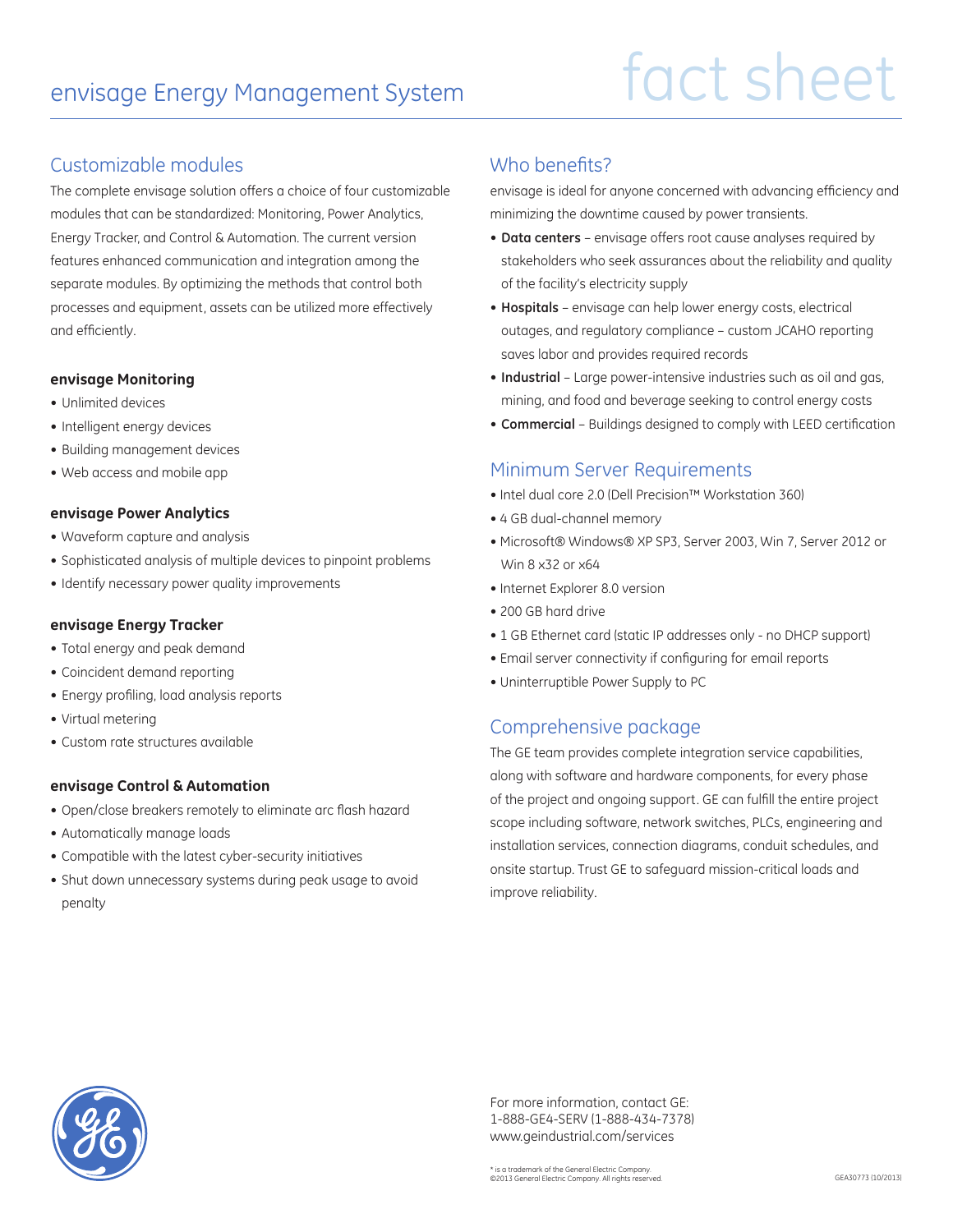# envisage Energy Management System

fact sheet

## Customizable modules

The complete envisage solution offers a choice of four customizable modules that can be standardized: Monitoring, Power Analytics, Energy Tracker, and Control & Automation. The current version features enhanced communication and integration among the separate modules. By optimizing the methods that control both processes and equipment, assets can be utilized more effectively and efficiently.

### envisage Monitoring

- Unlimited devices
- Intelligent energy devices
- Building management devices
- Web access and mobile app

### envisage Power Analytics

- Waveform capture and analysis
- Sophisticated analysis of multiple devices to pinpoint problems
- Identify necessary power quality improvements

### envisage Energy Tracker

- Total energy and peak demand
- Coincident demand reporting
- Energy profiling, load analysis reports
- Virtual metering
- Custom rate structures available

### envisage Control & Automation

- Open/close breakers remotely to eliminate arc flash hazard
- Automatically manage loads
- Compatible with the latest cyber-security initiatives
- Shut down unnecessary systems during peak usage to avoid penalty

## Who benefits?

envisage is ideal for anyone concerned with advancing efficiency and minimizing the downtime caused by power transients.

- **Data centers** – envisage offers root cause analyses required by stakeholders who seek assurances about the reliability and quality of the facility's electricity supply
- **Hospitals** – envisage can help lower energy costs, electrical outages, and regulatory compliance – custom JCAHO reporting saves labor and provides required records
- **Industrial** – Large power-intensive industries such as oil and gas, mining, and food and beverage seeking to control energy costs
- **Commercial** – Buildings designed to comply with LEED certification

## Minimum Server Requirements

- Intel dual core 2.0 (Dell Precision™ Workstation 360)
- 4 GB dual-channel memory
- Microsoft® Windows® XP SP3, Server 2003, Win 7, Server 2012 or Win 8 x32 or x64
- Internet Explorer 8.0 version
- 200 GB hard drive
- 1 GB Ethernet card (static IP addresses only - no DHCP support)
- Email server connectivity if configuring for email reports
- Uninterruptible Power Supply to PC

## Comprehensive package

The GE team provides complete integration service capabilities, along with software and hardware components, for every phase of the project and ongoing support. GE can fulfill the entire project scope including software, network switches, PLCs, engineering and installation services, connection diagrams, conduit schedules, and onsite startup. Trust GE to safeguard mission-critical loads and improve reliability.

For more information, contact GE:
1-888-GE4-SERV (1-888-434-7378)
www.geindustrial.com/services

* is a trademark of the General Electric Company.
©2013 General Electric Company. All rights reserved.

GEA30773 (10/2013)